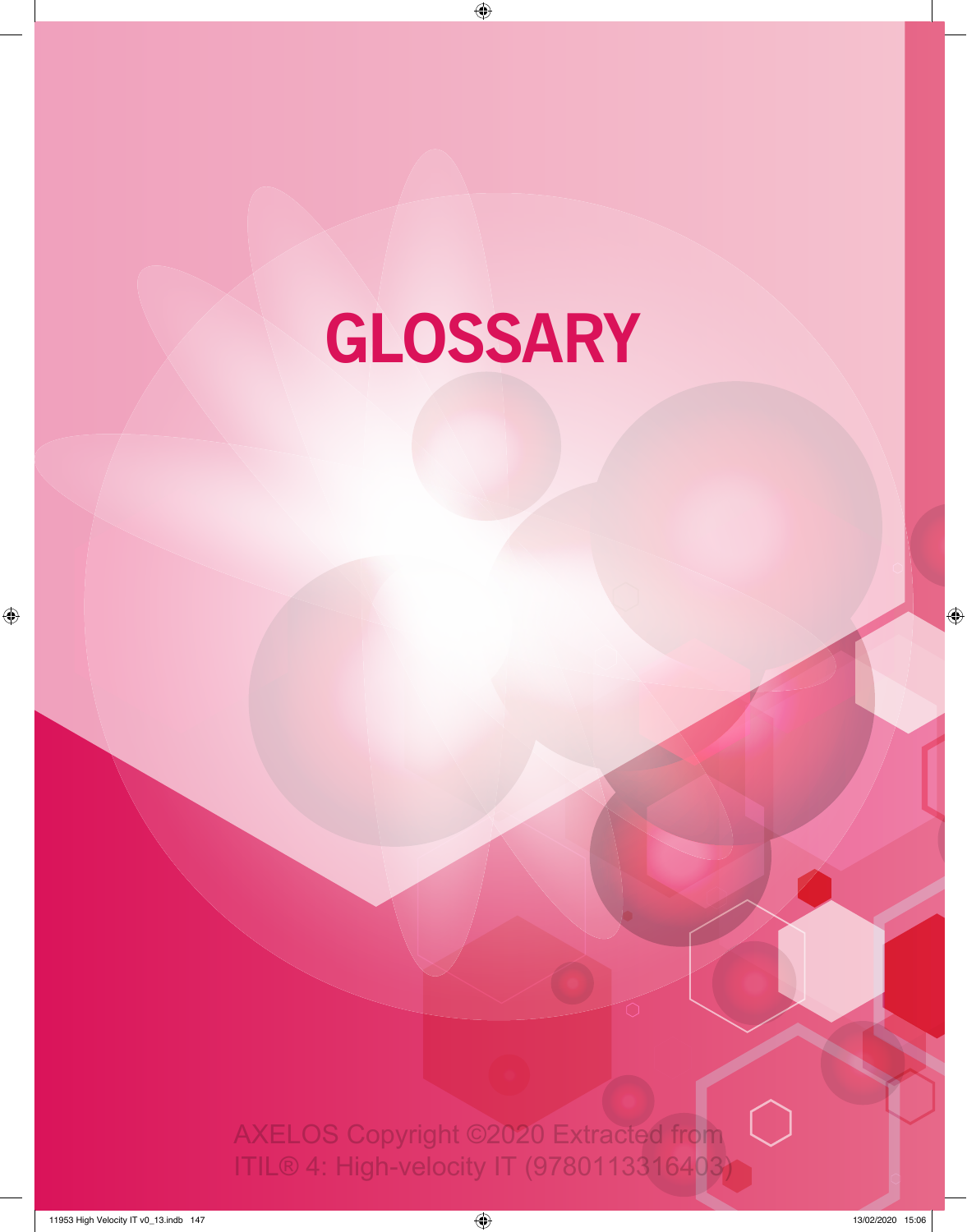# GLOSSARY

AXELOS Copyright ©2020 Extracted from ITIL® 4: High-velocity IT (9780113316403)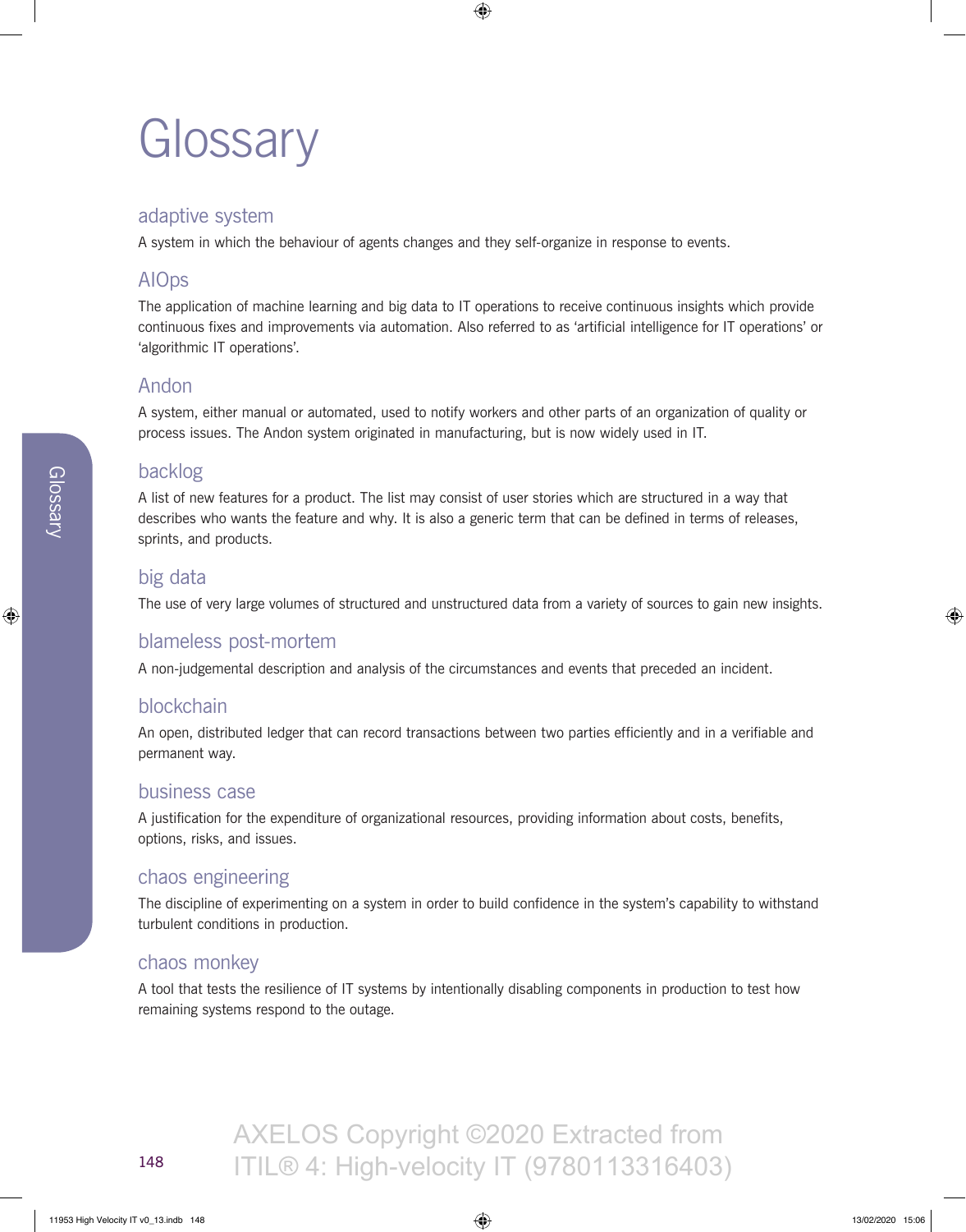# Glossary

## adaptive system

A system in which the behaviour of agents changes and they self-organize in response to events.

## AIOps

The application of machine learning and big data to IT operations to receive continuous insights which provide continuous fixes and improvements via automation. Also referred to as 'artificial intelligence for IT operations' or 'algorithmic IT operations'.

## Andon

A system, either manual or automated, used to notify workers and other parts of an organization of quality or process issues. The Andon system originated in manufacturing, but is now widely used in IT.

## backlog

A list of new features for a product. The list may consist of user stories which are structured in a way that describes who wants the feature and why. It is also a generic term that can be defined in terms of releases, sprints, and products.

## big data

The use of very large volumes of structured and unstructured data from a variety of sources to gain new insights.

## blameless post-mortem

A non-judgemental description and analysis of the circumstances and events that preceded an incident.

## blockchain

An open, distributed ledger that can record transactions between two parties efficiently and in a verifiable and permanent way.

## business case

A justification for the expenditure of organizational resources, providing information about costs, benefits, options, risks, and issues.

## chaos engineering

The discipline of experimenting on a system in order to build confidence in the system's capability to withstand turbulent conditions in production.

## chaos monkey

A tool that tests the resilience of IT systems by intentionally disabling components in production to test how remaining systems respond to the outage.

AXELOS Copyright ©2020 Extracted from ITIL® 4: High-velocity IT (9780113316403)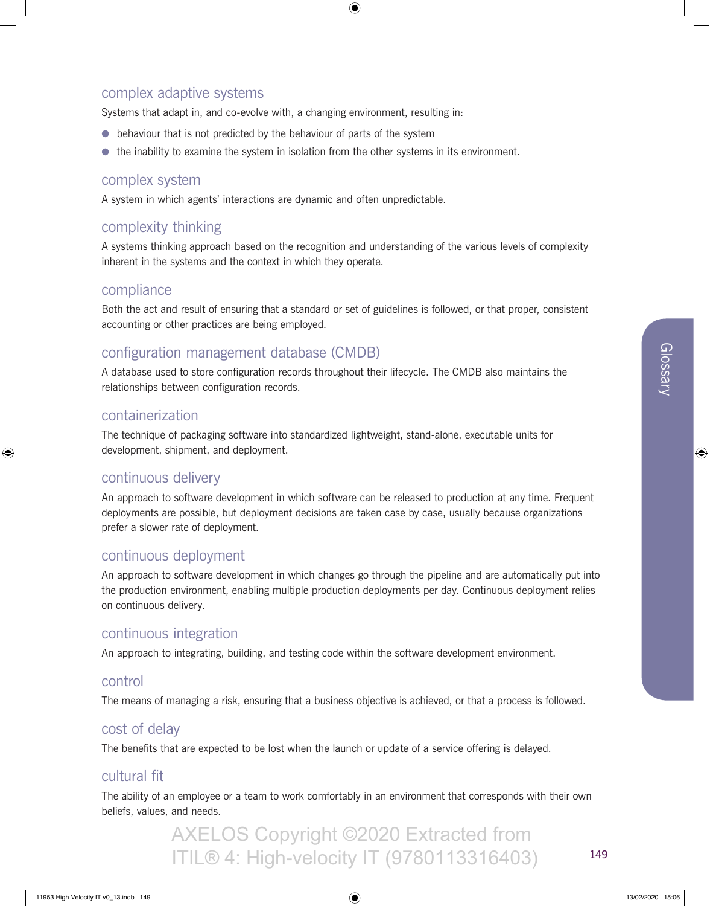## complex adaptive systems

Systems that adapt in, and co-evolve with, a changing environment, resulting in:

- behaviour that is not predicted by the behaviour of parts of the system
- the inability to examine the system in isolation from the other systems in its environment.

## complex system

A system in which agents' interactions are dynamic and often unpredictable.

## complexity thinking

A systems thinking approach based on the recognition and understanding of the various levels of complexity inherent in the systems and the context in which they operate.

## compliance

Both the act and result of ensuring that a standard or set of guidelines is followed, or that proper, consistent accounting or other practices are being employed.

## configuration management database (CMDB)

A database used to store configuration records throughout their lifecycle. The CMDB also maintains the relationships between configuration records.

## containerization

The technique of packaging software into standardized lightweight, stand-alone, executable units for development, shipment, and deployment.

## continuous delivery

An approach to software development in which software can be released to production at any time. Frequent deployments are possible, but deployment decisions are taken case by case, usually because organizations prefer a slower rate of deployment.

## continuous deployment

An approach to software development in which changes go through the pipeline and are automatically put into the production environment, enabling multiple production deployments per day. Continuous deployment relies on continuous delivery.

## continuous integration

An approach to integrating, building, and testing code within the software development environment.

## control

The means of managing a risk, ensuring that a business objective is achieved, or that a process is followed.

## cost of delay

The benefits that are expected to be lost when the launch or update of a service offering is delayed.

## cultural fit

The ability of an employee or a team to work comfortably in an environment that corresponds with their own beliefs, values, and needs.

AXELOS Copyright ©2020 Extracted from ITIL® 4: High-velocity IT (9780113316403)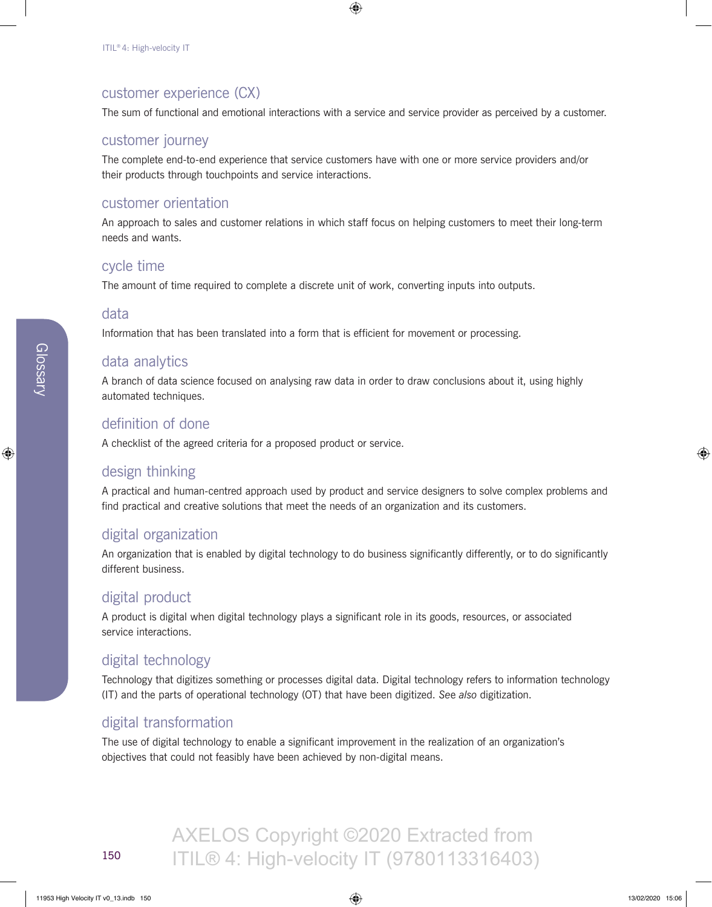## customer experience (CX)

The sum of functional and emotional interactions with a service and service provider as perceived by a customer.

## customer journey

The complete end-to-end experience that service customers have with one or more service providers and/or their products through touchpoints and service interactions.

## customer orientation

An approach to sales and customer relations in which staff focus on helping customers to meet their long-term needs and wants.

## cycle time

The amount of time required to complete a discrete unit of work, converting inputs into outputs.

## data

Information that has been translated into a form that is efficient for movement or processing.

## data analytics

A branch of data science focused on analysing raw data in order to draw conclusions about it, using highly automated techniques.

## definition of done

A checklist of the agreed criteria for a proposed product or service.

## design thinking

A practical and human-centred approach used by product and service designers to solve complex problems and find practical and creative solutions that meet the needs of an organization and its customers.

## digital organization

An organization that is enabled by digital technology to do business significantly differently, or to do significantly different business.

## digital product

A product is digital when digital technology plays a significant role in its goods, resources, or associated service interactions.

## digital technology

Technology that digitizes something or processes digital data. Digital technology refers to information technology (IT) and the parts of operational technology (OT) that have been digitized. *See also* digitization.

## digital transformation

The use of digital technology to enable a significant improvement in the realization of an organization's objectives that could not feasibly have been achieved by non-digital means.

AXELOS Copyright ©2020 Extracted from ITIL® 4: High-velocity IT (9780113316403)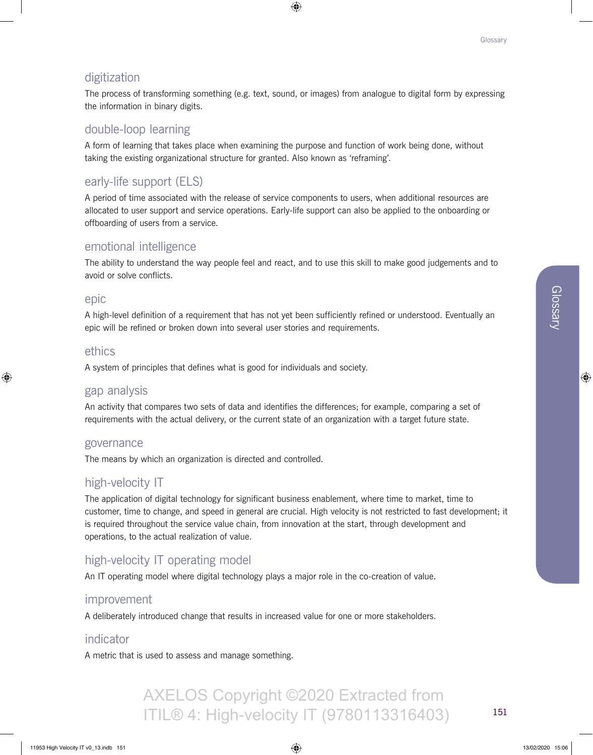## digitization

The process of transforming something (e.g. text, sound, or images) from analogue to digital form by expressing the information in binary digits.

## double-loop learning

A form of learning that takes place when examining the purpose and function of work being done, without taking the existing organizational structure for granted. Also known as 'reframing'.

## early-life support (ELS)

A period of time associated with the release of service components to users, when additional resources are allocated to user support and service operations. Early-life support can also be applied to the onboarding or offboarding of users from a service.

## emotional intelligence

The ability to understand the way people feel and react, and to use this skill to make good judgements and to avoid or solve conflicts.

## epic

A high-level definition of a requirement that has not yet been sufficiently refined or understood. Eventually an epic will be refined or broken down into several user stories and requirements.

## ethics

A system of principles that defines what is good for individuals and society.

## gap analysis

An activity that compares two sets of data and identifies the differences; for example, comparing a set of requirements with the actual delivery, or the current state of an organization with a target future state.

## governance

The means by which an organization is directed and controlled.

## high-velocity IT

The application of digital technology for significant business enablement, where time to market, time to customer, time to change, and speed in general are crucial. High velocity is not restricted to fast development; it is required throughout the service value chain, from innovation at the start, through development and operations, to the actual realization of value.

## high-velocity IT operating model

An IT operating model where digital technology plays a major role in the co-creation of value.

## improvement

A deliberately introduced change that results in increased value for one or more stakeholders.

## indicator

A metric that is used to assess and manage something.

AXELOS Copyright ©2020 Extracted from ITIL® 4: High-velocity IT (9780113316403)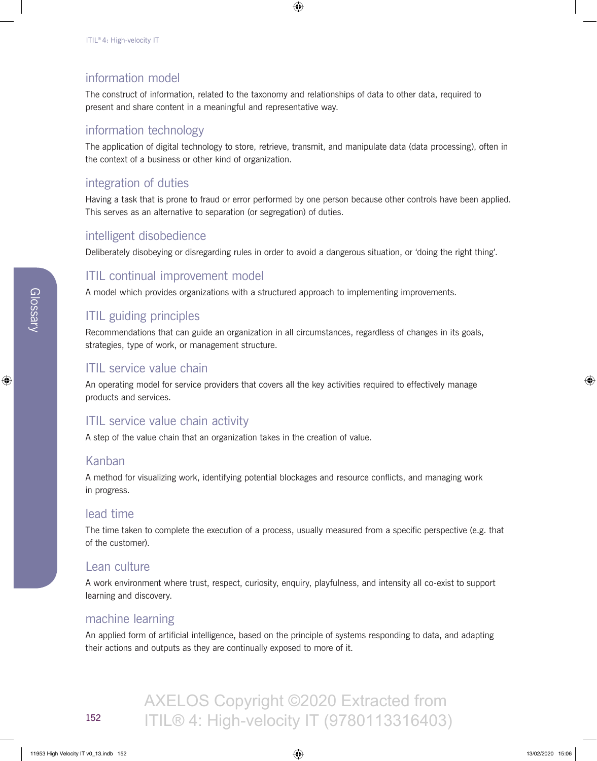## information model

The construct of information, related to the taxonomy and relationships of data to other data, required to present and share content in a meaningful and representative way.

## information technology

The application of digital technology to store, retrieve, transmit, and manipulate data (data processing), often in the context of a business or other kind of organization.

## integration of duties

Having a task that is prone to fraud or error performed by one person because other controls have been applied. This serves as an alternative to separation (or segregation) of duties.

## intelligent disobedience

Deliberately disobeying or disregarding rules in order to avoid a dangerous situation, or 'doing the right thing'.

## ITIL continual improvement model

A model which provides organizations with a structured approach to implementing improvements.

## ITIL guiding principles

Recommendations that can guide an organization in all circumstances, regardless of changes in its goals, strategies, type of work, or management structure.

## ITIL service value chain

An operating model for service providers that covers all the key activities required to effectively manage products and services.

## ITIL service value chain activity

A step of the value chain that an organization takes in the creation of value.

## Kanban

A method for visualizing work, identifying potential blockages and resource conflicts, and managing work in progress.

## lead time

The time taken to complete the execution of a process, usually measured from a specific perspective (e.g. that of the customer).

## Lean culture

A work environment where trust, respect, curiosity, enquiry, playfulness, and intensity all co-exist to support learning and discovery.

## machine learning

An applied form of artificial intelligence, based on the principle of systems responding to data, and adapting their actions and outputs as they are continually exposed to more of it.

AXELOS Copyright ©2020 Extracted from ITIL® 4: High-velocity IT (9780113316403)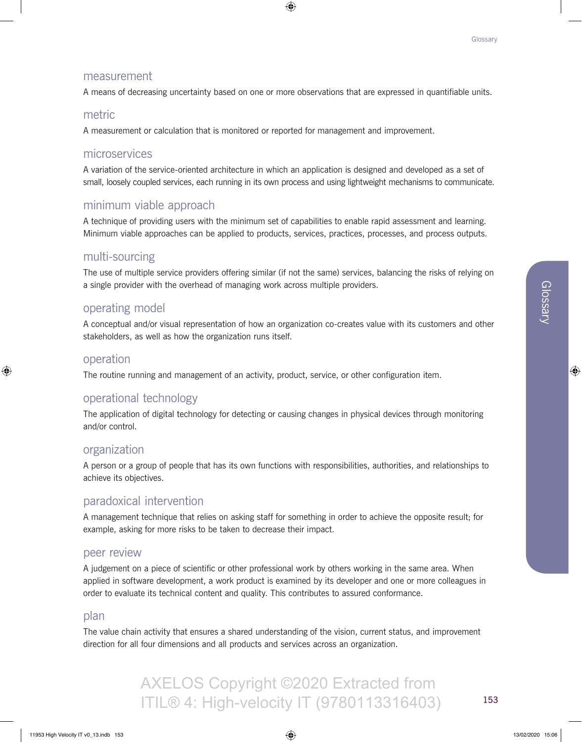## measurement

A means of decreasing uncertainty based on one or more observations that are expressed in quantifiable units.

## metric

A measurement or calculation that is monitored or reported for management and improvement.

## microservices

A variation of the service-oriented architecture in which an application is designed and developed as a set of small, loosely coupled services, each running in its own process and using lightweight mechanisms to communicate.

## minimum viable approach

A technique of providing users with the minimum set of capabilities to enable rapid assessment and learning. Minimum viable approaches can be applied to products, services, practices, processes, and process outputs.

## multi-sourcing

The use of multiple service providers offering similar (if not the same) services, balancing the risks of relying on a single provider with the overhead of managing work across multiple providers.

## operating model

A conceptual and/or visual representation of how an organization co-creates value with its customers and other stakeholders, as well as how the organization runs itself.

## operation

The routine running and management of an activity, product, service, or other configuration item.

## operational technology

The application of digital technology for detecting or causing changes in physical devices through monitoring and/or control.

## organization

A person or a group of people that has its own functions with responsibilities, authorities, and relationships to achieve its objectives.

## paradoxical intervention

A management technique that relies on asking staff for something in order to achieve the opposite result; for example, asking for more risks to be taken to decrease their impact.

## peer review

A judgement on a piece of scientific or other professional work by others working in the same area. When applied in software development, a work product is examined by its developer and one or more colleagues in order to evaluate its technical content and quality. This contributes to assured conformance.

## plan

The value chain activity that ensures a shared understanding of the vision, current status, and improvement direction for all four dimensions and all products and services across an organization.

AXELOS Copyright ©2020 Extracted from ITIL® 4: High-velocity IT (9780113316403)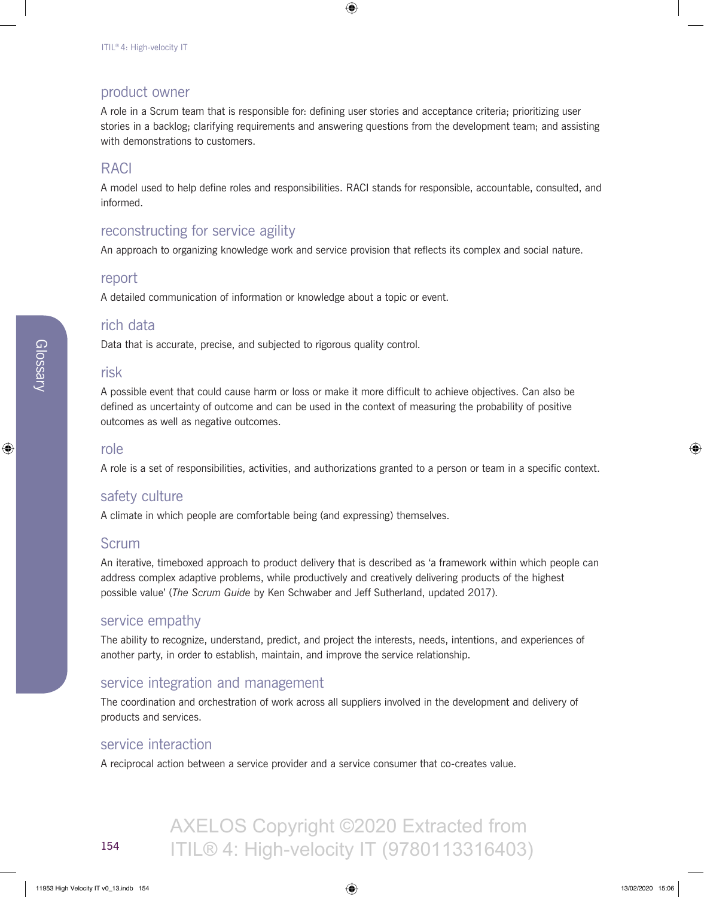## product owner

A role in a Scrum team that is responsible for: defining user stories and acceptance criteria; prioritizing user stories in a backlog; clarifying requirements and answering questions from the development team; and assisting with demonstrations to customers.

## RACI

A model used to help define roles and responsibilities. RACI stands for responsible, accountable, consulted, and informed.

## reconstructing for service agility

An approach to organizing knowledge work and service provision that reflects its complex and social nature.

## report

A detailed communication of information or knowledge about a topic or event.

## rich data

Data that is accurate, precise, and subjected to rigorous quality control.

## risk

A possible event that could cause harm or loss or make it more difficult to achieve objectives. Can also be defined as uncertainty of outcome and can be used in the context of measuring the probability of positive outcomes as well as negative outcomes.

## role

A role is a set of responsibilities, activities, and authorizations granted to a person or team in a specific context.

## safety culture

A climate in which people are comfortable being (and expressing) themselves.

## Scrum

An iterative, timeboxed approach to product delivery that is described as 'a framework within which people can address complex adaptive problems, while productively and creatively delivering products of the highest possible value' (*The Scrum Guide* by Ken Schwaber and Jeff Sutherland, updated 2017).

## service empathy

The ability to recognize, understand, predict, and project the interests, needs, intentions, and experiences of another party, in order to establish, maintain, and improve the service relationship.

## service integration and management

The coordination and orchestration of work across all suppliers involved in the development and delivery of products and services.

## service interaction

A reciprocal action between a service provider and a service consumer that co-creates value.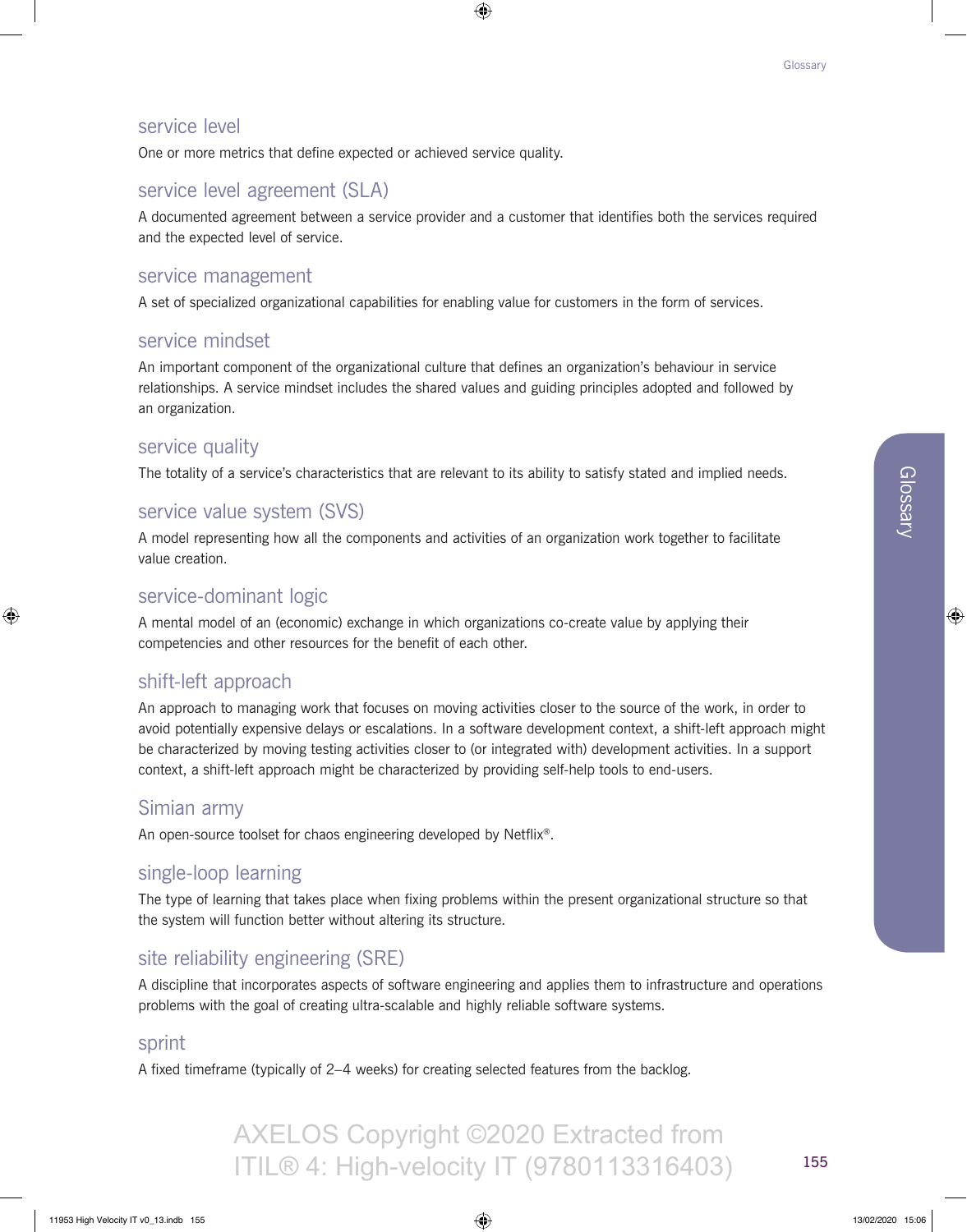### service level

One or more metrics that define expected or achieved service quality.

### service level agreement (SLA)

A documented agreement between a service provider and a customer that identifies both the services required and the expected level of service.

### service management

A set of specialized organizational capabilities for enabling value for customers in the form of services.

### service mindset

An important component of the organizational culture that defines an organization's behaviour in service relationships. A service mindset includes the shared values and guiding principles adopted and followed by an organization.

### service quality

The totality of a service's characteristics that are relevant to its ability to satisfy stated and implied needs.

### service value system (SVS)

A model representing how all the components and activities of an organization work together to facilitate value creation.

### service-dominant logic

A mental model of an (economic) exchange in which organizations co-create value by applying their competencies and other resources for the benefit of each other.

### shift-left approach

An approach to managing work that focuses on moving activities closer to the source of the work, in order to avoid potentially expensive delays or escalations. In a software development context, a shift-left approach might be characterized by moving testing activities closer to (or integrated with) development activities. In a support context, a shift-left approach might be characterized by providing self-help tools to end-users.

### Simian army

An open-source toolset for chaos engineering developed by Netflix®.

### single-loop learning

The type of learning that takes place when fixing problems within the present organizational structure so that the system will function better without altering its structure.

### site reliability engineering (SRE)

A discipline that incorporates aspects of software engineering and applies them to infrastructure and operations problems with the goal of creating ultra-scalable and highly reliable software systems.

### sprint

A fixed timeframe (typically of 2–4 weeks) for creating selected features from the backlog.

AXELOS Copyright ©2020 Extracted from ITIL® 4: High-velocity IT (9780113316403)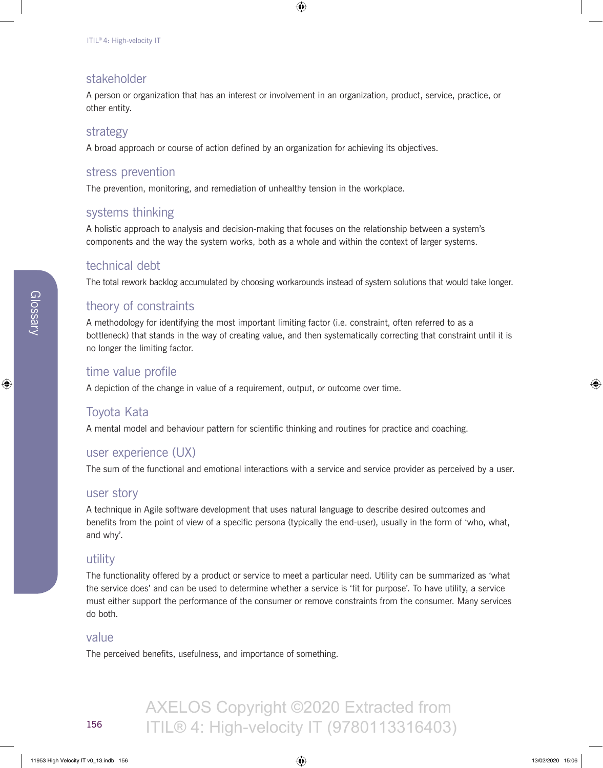## stakeholder

A person or organization that has an interest or involvement in an organization, product, service, practice, or other entity.

## strategy

A broad approach or course of action defined by an organization for achieving its objectives.

## stress prevention

The prevention, monitoring, and remediation of unhealthy tension in the workplace.

## systems thinking

A holistic approach to analysis and decision-making that focuses on the relationship between a system's components and the way the system works, both as a whole and within the context of larger systems.

## technical debt

The total rework backlog accumulated by choosing workarounds instead of system solutions that would take longer.

## theory of constraints

A methodology for identifying the most important limiting factor (i.e. constraint, often referred to as a bottleneck) that stands in the way of creating value, and then systematically correcting that constraint until it is no longer the limiting factor.

## time value profile

A depiction of the change in value of a requirement, output, or outcome over time.

## Toyota Kata

A mental model and behaviour pattern for scientific thinking and routines for practice and coaching.

## user experience (UX)

The sum of the functional and emotional interactions with a service and service provider as perceived by a user.

## user story

A technique in Agile software development that uses natural language to describe desired outcomes and benefits from the point of view of a specific persona (typically the end-user), usually in the form of 'who, what, and why'.

## utility

The functionality offered by a product or service to meet a particular need. Utility can be summarized as 'what the service does' and can be used to determine whether a service is 'fit for purpose'. To have utility, a service must either support the performance of the consumer or remove constraints from the consumer. Many services do both.

## value

The perceived benefits, usefulness, and importance of something.

AXELOS Copyright ©2020 Extracted from ITIL® 4: High-velocity IT (9780113316403)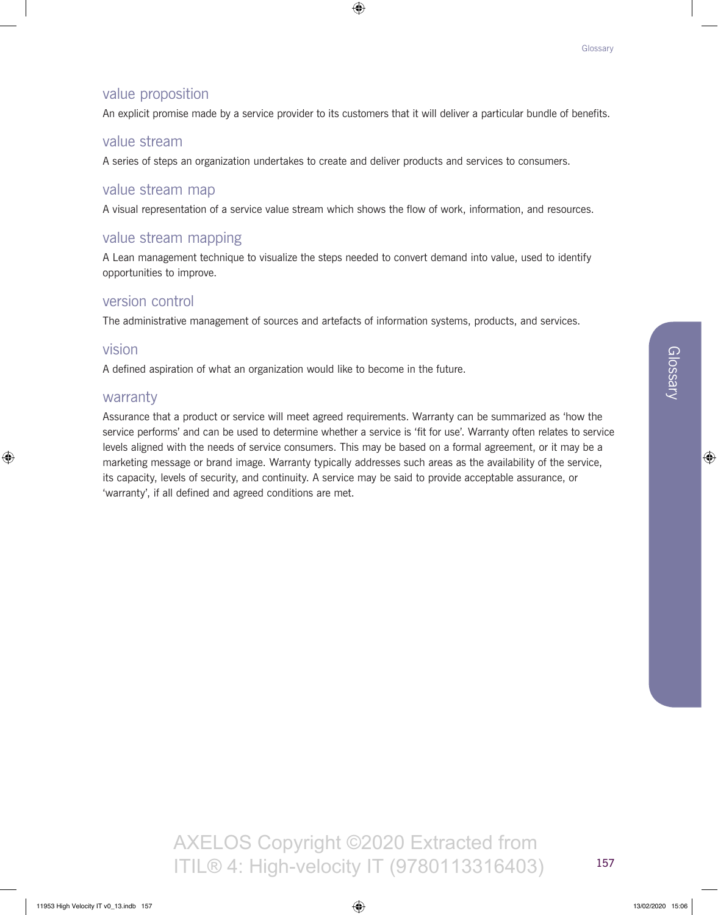## value proposition

An explicit promise made by a service provider to its customers that it will deliver a particular bundle of benefits.

## value stream

A series of steps an organization undertakes to create and deliver products and services to consumers.

## value stream map

A visual representation of a service value stream which shows the flow of work, information, and resources.

## value stream mapping

A Lean management technique to visualize the steps needed to convert demand into value, used to identify opportunities to improve.

## version control

The administrative management of sources and artefacts of information systems, products, and services.

## vision

A defined aspiration of what an organization would like to become in the future.

## warranty

Assurance that a product or service will meet agreed requirements. Warranty can be summarized as 'how the service performs' and can be used to determine whether a service is 'fit for use'. Warranty often relates to service levels aligned with the needs of service consumers. This may be based on a formal agreement, or it may be a marketing message or brand image. Warranty typically addresses such areas as the availability of the service, its capacity, levels of security, and continuity. A service may be said to provide acceptable assurance, or 'warranty', if all defined and agreed conditions are met.

AXELOS Copyright ©2020 Extracted from ITIL® 4: High-velocity IT (9780113316403)